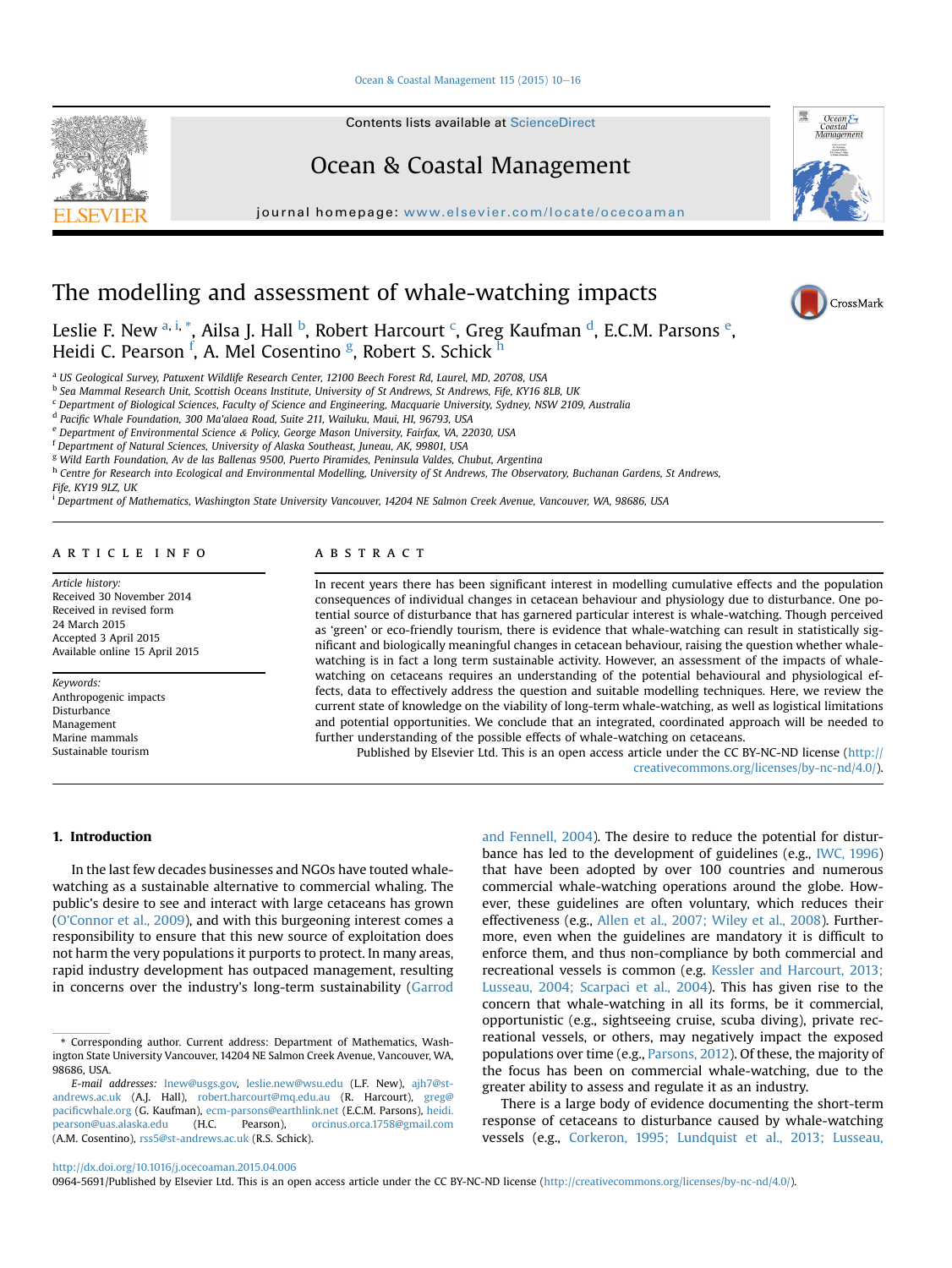# The modelling and assessment of whale-watching impacts

Leslie F. New [a, i, *], Ailsa J. Hall [b], Robert Harcourt [c], Greg Kaufman [d], E.C.M. Parsons [e], Heidi C. Pearson [f], A. Mel Cosentino [g], Robert S. Schick [h]

[a] US Geological Survey, Patuxent Wildlife Research Center, 12100 Beech Forest Rd, Laurel, MD, 20708, USA
[b] Sea Mammal Research Unit, Scottish Oceans Institute, University of St Andrews, St Andrews, Fife, KY16 8LB, UK
[c] Department of Biological Sciences, Faculty of Science and Engineering, Macquarie University, Sydney, NSW 2109, Australia
[d] Pacific Whale Foundation, 300 Ma'alaea Road, Suite 211, Wailuku, Maui, HI, 96793, USA
[e] Department of Environmental Science & Policy, George Mason University, Fairfax, VA, 22030, USA
[f] Department of Natural Sciences, University of Alaska Southeast, Juneau, AK, 99801, USA
[g] Wild Earth Foundation, Av de las Ballenas 9500, Puerto Piramides, Peninsula Valdes, Chubut, Argentina
[h] Centre for Research into Ecological and Environmental Modelling, University of St Andrews, The Observatory, Buchanan Gardens, St Andrews, Fife, KY19 9LZ, UK
[i] Department of Mathematics, Washington State University Vancouver, 14204 NE Salmon Creek Avenue, Vancouver, WA, 98686, USA

## ARTICLE INFO

*Article history:*
Received 30 November 2014
Received in revised form 24 March 2015
Accepted 3 April 2015
Available online 15 April 2015

*Keywords:*
Anthropogenic impacts
Disturbance
Management
Marine mammals
Sustainable tourism

## ABSTRACT

In recent years there has been significant interest in modelling cumulative effects and the population consequences of individual changes in cetacean behaviour and physiology due to disturbance. One potential source of disturbance that has garnered particular interest is whale-watching. Though perceived as 'green' or eco-friendly tourism, there is evidence that whale-watching can result in statistically significant and biologically meaningful changes in cetacean behaviour, raising the question whether whale-watching is in fact a long term sustainable activity. However, an assessment of the impacts of whale-watching on cetaceans requires an understanding of the potential behavioural and physiological effects, data to effectively address the question and suitable modelling techniques. Here, we review the current state of knowledge on the viability of long-term whale-watching, as well as logistical limitations and potential opportunities. We conclude that an integrated, coordinated approach will be needed to further understanding of the possible effects of whale-watching on cetaceans.

Published by Elsevier Ltd. This is an open access article under the CC BY-NC-ND license (http://creativecommons.org/licenses/by-nc-nd/4.0/).

## 1. Introduction

In the last few decades businesses and NGOs have touted whale-watching as a sustainable alternative to commercial whaling. The public's desire to see and interact with large cetaceans has grown (O'Connor et al., 2009), and with this burgeoning interest comes a responsibility to ensure that this new source of exploitation does not harm the very populations it purports to protect. In many areas, rapid industry development has outpaced management, resulting in concerns over the industry's long-term sustainability (Garrod and Fennell, 2004). The desire to reduce the potential for disturbance has led to the development of guidelines (e.g., IWC, 1996) that have been adopted by over 100 countries and numerous commercial whale-watching operations around the globe. However, these guidelines are often voluntary, which reduces their effectiveness (e.g., Allen et al., 2007; Wiley et al., 2008). Furthermore, even when the guidelines are mandatory it is difficult to enforce them, and thus non-compliance by both commercial and recreational vessels is common (e.g. Kessler and Harcourt, 2013; Lusseau, 2004; Scarpaci et al., 2004). This has given rise to the concern that whale-watching in all its forms, be it commercial, opportunistic (e.g., sightseeing cruise, scuba diving), private recreational vessels, or others, may negatively impact the exposed populations over time (e.g., Parsons, 2012). Of these, the majority of the focus has been on commercial whale-watching, due to the greater ability to assess and regulate it as an industry.

There is a large body of evidence documenting the short-term response of cetaceans to disturbance caused by whale-watching vessels (e.g., Corkeron, 1995; Lundquist et al., 2013; Lusseau,

\* Corresponding author. Current address: Department of Mathematics, Washington State University Vancouver, 14204 NE Salmon Creek Avenue, Vancouver, WA, 98686, USA.

*E-mail addresses:* lnew@usgs.gov, leslie.new@wsu.edu (L.F. New), ajh7@st-andrews.ac.uk (A.J. Hall), robert.harcourt@mq.edu.au (R. Harcourt), greg@pacificwhale.org (G. Kaufman), ecm-parsons@earthlink.net (E.C.M. Parsons), heidi.pearson@uas.alaska.edu (H.C. Pearson), orcinus.orca.1758@gmail.com (A.M. Cosentino), rss5@st-andrews.ac.uk (R.S. Schick).

http://dx.doi.org/10.1016/j.ocecoaman.2015.04.006
0964-5691/Published by Elsevier Ltd. This is an open access article under the CC BY-NC-ND license (http://creativecommons.org/licenses/by-nc-nd/4.0/).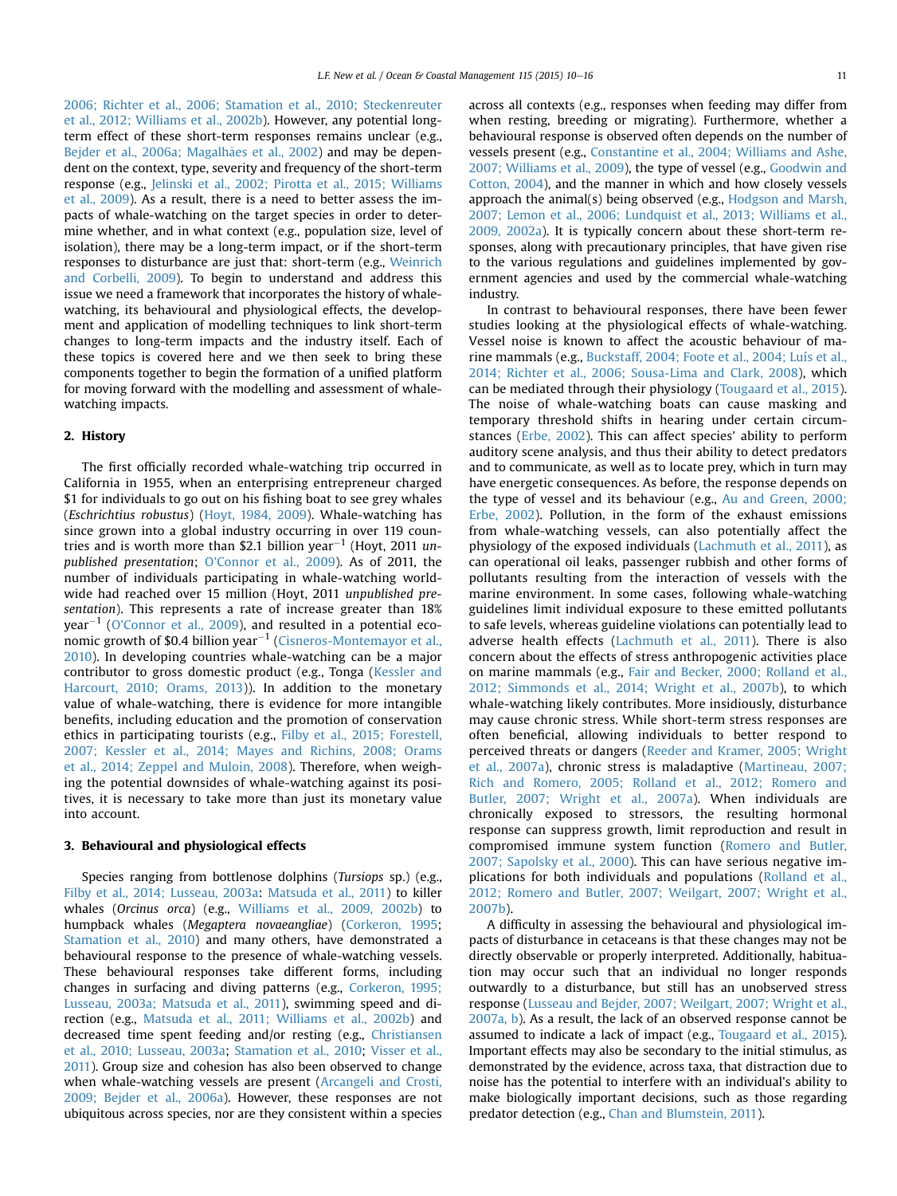2006; Richter et al., 2006; Stamation et al., 2010; Steckenreuter et al., 2012; Williams et al., 2002b). However, any potential long-term effect of these short-term responses remains unclear (e.g., Bejder et al., 2006a; Magalhães et al., 2002) and may be dependent on the context, type, severity and frequency of the short-term response (e.g., Jelinski et al., 2002; Pirotta et al., 2015; Williams et al., 2009). As a result, there is a need to better assess the impacts of whale-watching on the target species in order to determine whether, and in what context (e.g., population size, level of isolation), there may be a long-term impact, or if the short-term responses to disturbance are just that: short-term (e.g., Weinrich and Corbelli, 2009). To begin to understand and address this issue we need a framework that incorporates the history of whale-watching, its behavioural and physiological effects, the development and application of modelling techniques to link short-term changes to long-term impacts and the industry itself. Each of these topics is covered here and we then seek to bring these components together to begin the formation of a unified platform for moving forward with the modelling and assessment of whale-watching impacts.

## 2. History

The first officially recorded whale-watching trip occurred in California in 1955, when an enterprising entrepreneur charged \$1 for individuals to go out on his fishing boat to see grey whales (*Eschrichtius robustus*) (Hoyt, 1984, 2009). Whale-watching has since grown into a global industry occurring in over 119 countries and is worth more than \$2.1 billion year$^{-1}$ (Hoyt, 2011 *unpublished presentation*; O'Connor et al., 2009). As of 2011, the number of individuals participating in whale-watching worldwide had reached over 15 million (Hoyt, 2011 *unpublished presentation*). This represents a rate of increase greater than 18% year$^{-1}$ (O'Connor et al., 2009), and resulted in a potential economic growth of \$0.4 billion year$^{-1}$ (Cisneros-Montemayor et al., 2010). In developing countries whale-watching can be a major contributor to gross domestic product (e.g., Tonga (Kessler and Harcourt, 2010; Orams, 2013)). In addition to the monetary value of whale-watching, there is evidence for more intangible benefits, including education and the promotion of conservation ethics in participating tourists (e.g., Filby et al., 2015; Forestell, 2007; Kessler et al., 2014; Mayes and Richins, 2008; Orams et al., 2014; Zeppel and Muloin, 2008). Therefore, when weighing the potential downsides of whale-watching against its positives, it is necessary to take more than just its monetary value into account.

## 3. Behavioural and physiological effects

Species ranging from bottlenose dolphins (*Tursiops* sp.) (e.g., Filby et al., 2014; Lusseau, 2003a: Matsuda et al., 2011) to killer whales (*Orcinus orca*) (e.g., Williams et al., 2009, 2002b) to humpback whales (*Megaptera novaeangliae*) (Corkeron, 1995; Stamation et al., 2010) and many others, have demonstrated a behavioural response to the presence of whale-watching vessels. These behavioural responses take different forms, including changes in surfacing and diving patterns (e.g., Corkeron, 1995; Lusseau, 2003a; Matsuda et al., 2011), swimming speed and direction (e.g., Matsuda et al., 2011; Williams et al., 2002b) and decreased time spent feeding and/or resting (e.g., Christiansen et al., 2010; Lusseau, 2003a; Stamation et al., 2010; Visser et al., 2011). Group size and cohesion has also been observed to change when whale-watching vessels are present (Arcangeli and Crosti, 2009; Bejder et al., 2006a). However, these responses are not ubiquitous across species, nor are they consistent within a species across all contexts (e.g., responses when feeding may differ from when resting, breeding or migrating). Furthermore, whether a behavioural response is observed often depends on the number of vessels present (e.g., Constantine et al., 2004; Williams and Ashe, 2007; Williams et al., 2009), the type of vessel (e.g., Goodwin and Cotton, 2004), and the manner in which and how closely vessels approach the animal(s) being observed (e.g., Hodgson and Marsh, 2007; Lemon et al., 2006; Lundquist et al., 2013; Williams et al., 2009, 2002a). It is typically concern about these short-term responses, along with precautionary principles, that have given rise to the various regulations and guidelines implemented by government agencies and used by the commercial whale-watching industry.

In contrast to behavioural responses, there have been fewer studies looking at the physiological effects of whale-watching. Vessel noise is known to affect the acoustic behaviour of marine mammals (e.g., Buckstaff, 2004; Foote et al., 2004; Luís et al., 2014; Richter et al., 2006; Sousa-Lima and Clark, 2008), which can be mediated through their physiology (Tougaard et al., 2015). The noise of whale-watching boats can cause masking and temporary threshold shifts in hearing under certain circumstances (Erbe, 2002). This can affect species' ability to perform auditory scene analysis, and thus their ability to detect predators and to communicate, as well as to locate prey, which in turn may have energetic consequences. As before, the response depends on the type of vessel and its behaviour (e.g., Au and Green, 2000; Erbe, 2002). Pollution, in the form of the exhaust emissions from whale-watching vessels, can also potentially affect the physiology of the exposed individuals (Lachmuth et al., 2011), as can operational oil leaks, passenger rubbish and other forms of pollutants resulting from the interaction of vessels with the marine environment. In some cases, following whale-watching guidelines limit individual exposure to these emitted pollutants to safe levels, whereas guideline violations can potentially lead to adverse health effects (Lachmuth et al., 2011). There is also concern about the effects of stress anthropogenic activities place on marine mammals (e.g., Fair and Becker, 2000; Rolland et al., 2012; Simmonds et al., 2014; Wright et al., 2007b), to which whale-watching likely contributes. More insidiously, disturbance may cause chronic stress. While short-term stress responses are often beneficial, allowing individuals to better respond to perceived threats or dangers (Reeder and Kramer, 2005; Wright et al., 2007a), chronic stress is maladaptive (Martineau, 2007; Rich and Romero, 2005; Rolland et al., 2012; Romero and Butler, 2007; Wright et al., 2007a). When individuals are chronically exposed to stressors, the resulting hormonal response can suppress growth, limit reproduction and result in compromised immune system function (Romero and Butler, 2007; Sapolsky et al., 2000). This can have serious negative implications for both individuals and populations (Rolland et al., 2012; Romero and Butler, 2007; Weilgart, 2007; Wright et al., 2007b).

A difficulty in assessing the behavioural and physiological impacts of disturbance in cetaceans is that these changes may not be directly observable or properly interpreted. Additionally, habituation may occur such that an individual no longer responds outwardly to a disturbance, but still has an unobserved stress response (Lusseau and Bejder, 2007; Weilgart, 2007; Wright et al., 2007a, b). As a result, the lack of an observed response cannot be assumed to indicate a lack of impact (e.g., Tougaard et al., 2015). Important effects may also be secondary to the initial stimulus, as demonstrated by the evidence, across taxa, that distraction due to noise has the potential to interfere with an individual's ability to make biologically important decisions, such as those regarding predator detection (e.g., Chan and Blumstein, 2011).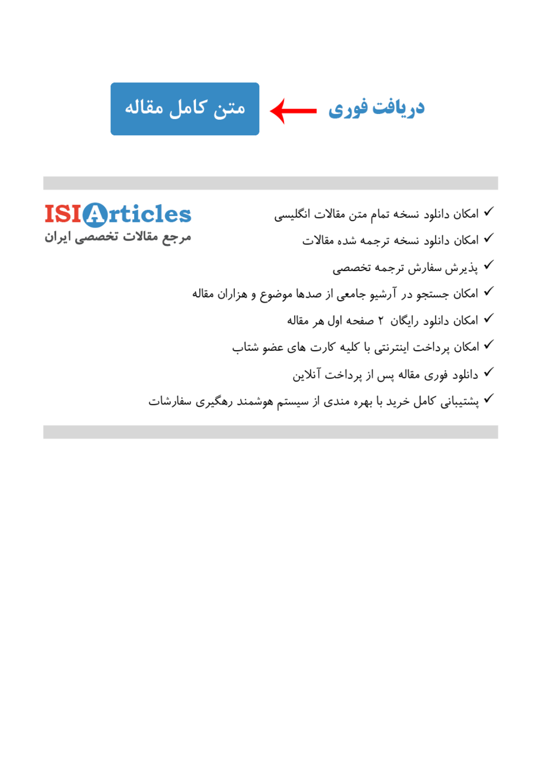**متن کامل مقاله** ← **دریافت فوری**

---

**ISIArticles**
مرجع مقالات تخصصی ایران

- ✓ امکان دانلود نسخه تمام متن مقالات انگلیسی
- ✓ امکان دانلود نسخه ترجمه شده مقالات
- ✓ پذیرش سفارش ترجمه تخصصی
- ✓ امکان جستجو در آرشیو جامعی از صدها موضوع و هزاران مقاله
- ✓ امکان دانلود رایگان ۲ صفحه اول هر مقاله
- ✓ امکان پرداخت اینترنتی با کلیه کارت های عضو شتاب
- ✓ دانلود فوری مقاله پس از پرداخت آنلاین
- ✓ پشتیبانی کامل خرید با بهره مندی از سیستم هوشمند رهگیری سفارشات

---